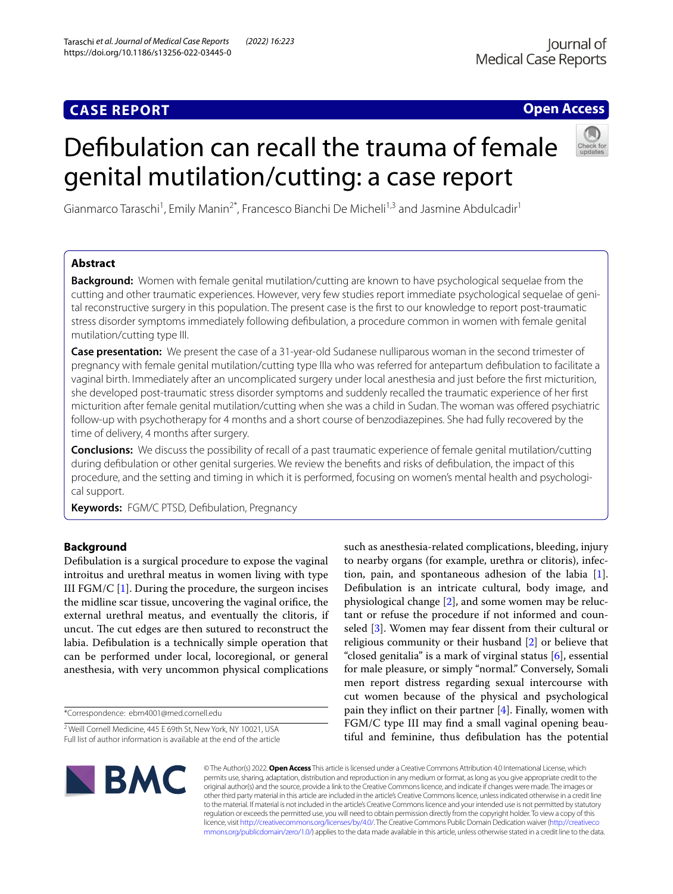CASE REPORT

Open Access

# Defibulation can recall the trauma of female genital mutilation/cutting: a case report

Gianmarco Taraschi[1], Emily Manin[2*], Francesco Bianchi De Micheli[1,3] and Jasmine Abdulcadir[1]

## Abstract

**Background:** Women with female genital mutilation/cutting are known to have psychological sequelae from the cutting and other traumatic experiences. However, very few studies report immediate psychological sequelae of genital reconstructive surgery in this population. The present case is the first to our knowledge to report post-traumatic stress disorder symptoms immediately following defibulation, a procedure common in women with female genital mutilation/cutting type III.

**Case presentation:** We present the case of a 31-year-old Sudanese nulliparous woman in the second trimester of pregnancy with female genital mutilation/cutting type IIIa who was referred for antepartum defibulation to facilitate a vaginal birth. Immediately after an uncomplicated surgery under local anesthesia and just before the first micturition, she developed post-traumatic stress disorder symptoms and suddenly recalled the traumatic experience of her first micturition after female genital mutilation/cutting when she was a child in Sudan. The woman was offered psychiatric follow-up with psychotherapy for 4 months and a short course of benzodiazepines. She had fully recovered by the time of delivery, 4 months after surgery.

**Conclusions:** We discuss the possibility of recall of a past traumatic experience of female genital mutilation/cutting during defibulation or other genital surgeries. We review the benefits and risks of defibulation, the impact of this procedure, and the setting and timing in which it is performed, focusing on women's mental health and psychological support.

**Keywords:** FGM/C PTSD, Defibulation, Pregnancy

## Background

Defibulation is a surgical procedure to expose the vaginal introitus and urethral meatus in women living with type III FGM/C [1]. During the procedure, the surgeon incises the midline scar tissue, uncovering the vaginal orifice, the external urethral meatus, and eventually the clitoris, if uncut. The cut edges are then sutured to reconstruct the labia. Defibulation is a technically simple operation that can be performed under local, locoregional, or general anesthesia, with very uncommon physical complications such as anesthesia-related complications, bleeding, injury to nearby organs (for example, urethra or clitoris), infection, pain, and spontaneous adhesion of the labia [1]. Defibulation is an intricate cultural, body image, and physiological change [2], and some women may be reluctant or refuse the procedure if not informed and counseled [3]. Women may fear dissent from their cultural or religious community or their husband [2] or believe that "closed genitalia" is a mark of virginal status [6], essential for male pleasure, or simply "normal." Conversely, Somali men report distress regarding sexual intercourse with cut women because of the physical and psychological pain they inflict on their partner [4]. Finally, women with FGM/C type III may find a small vaginal opening beautiful and feminine, thus defibulation has the potential

*Correspondence: ebm4001@med.cornell.edu

[2] Weill Cornell Medicine, 445 E 69th St, New York, NY 10021, USA

Full list of author information is available at the end of the article

© The Author(s) 2022. **Open Access** This article is licensed under a Creative Commons Attribution 4.0 International License, which permits use, sharing, adaptation, distribution and reproduction in any medium or format, as long as you give appropriate credit to the original author(s) and the source, provide a link to the Creative Commons licence, and indicate if changes were made. The images or other third party material in this article are included in the article's Creative Commons licence, unless indicated otherwise in a credit line to the material. If material is not included in the article's Creative Commons licence and your intended use is not permitted by statutory regulation or exceeds the permitted use, you will need to obtain permission directly from the copyright holder. To view a copy of this licence, visit http://creativecommons.org/licenses/by/4.0/. The Creative Commons Public Domain Dedication waiver (http://creativecommons.org/publicdomain/zero/1.0/) applies to the data made available in this article, unless otherwise stated in a credit line to the data.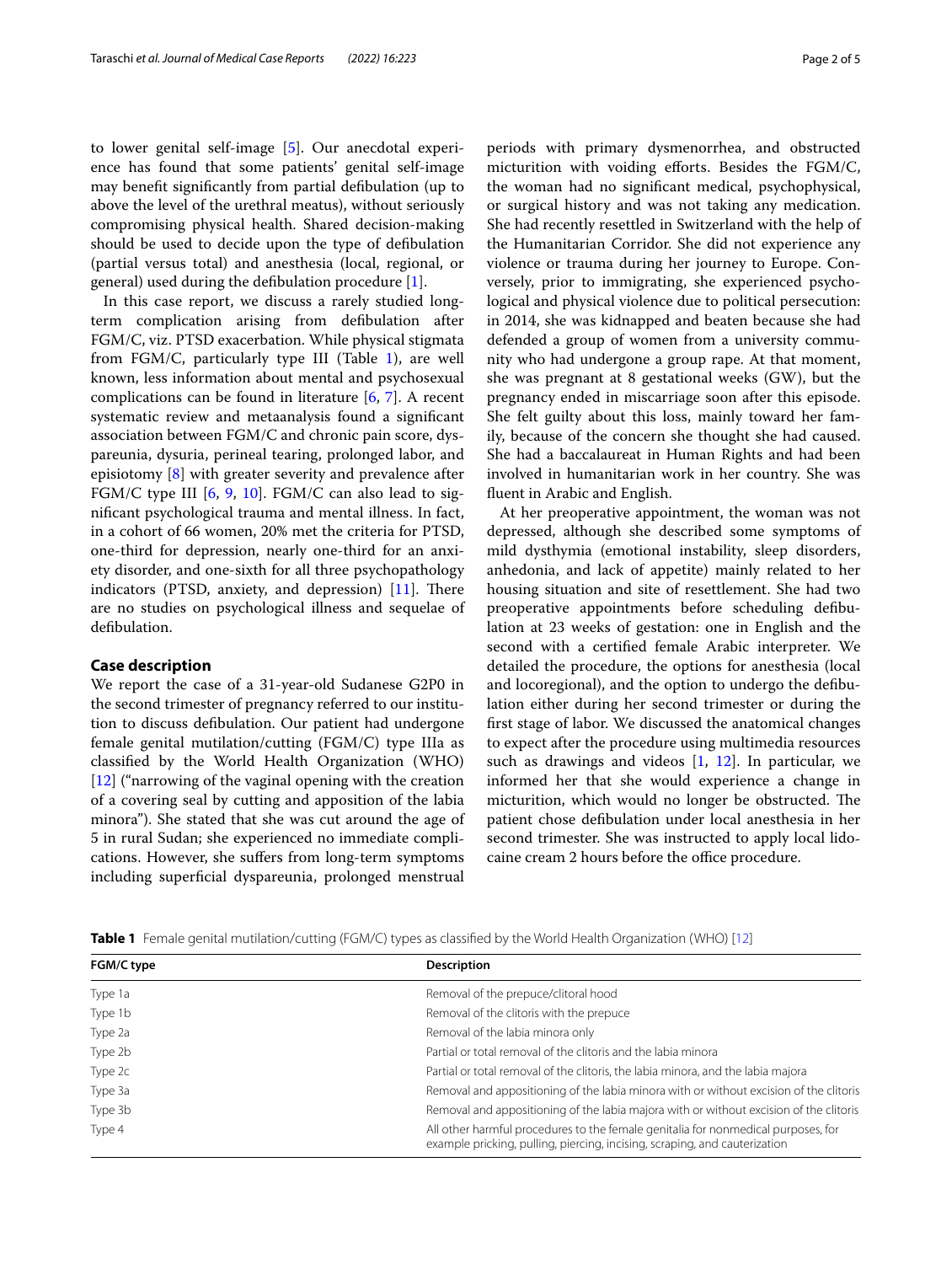to lower genital self-image [5]. Our anecdotal experience has found that some patients' genital self-image may benefit significantly from partial defibulation (up to above the level of the urethral meatus), without seriously compromising physical health. Shared decision-making should be used to decide upon the type of defibulation (partial versus total) and anesthesia (local, regional, or general) used during the defibulation procedure [1].

In this case report, we discuss a rarely studied long-term complication arising from defibulation after FGM/C, viz. PTSD exacerbation. While physical stigmata from FGM/C, particularly type III (Table 1), are well known, less information about mental and psychosexual complications can be found in literature [6, 7]. A recent systematic review and metaanalysis found a significant association between FGM/C and chronic pain score, dyspareunia, dysuria, perineal tearing, prolonged labor, and episiotomy [8] with greater severity and prevalence after FGM/C type III [6, 9, 10]. FGM/C can also lead to significant psychological trauma and mental illness. In fact, in a cohort of 66 women, 20% met the criteria for PTSD, one-third for depression, nearly one-third for an anxiety disorder, and one-sixth for all three psychopathology indicators (PTSD, anxiety, and depression) [11]. There are no studies on psychological illness and sequelae of defibulation.

## Case description

We report the case of a 31-year-old Sudanese G2P0 in the second trimester of pregnancy referred to our institution to discuss defibulation. Our patient had undergone female genital mutilation/cutting (FGM/C) type IIIa as classified by the World Health Organization (WHO) [12] ("narrowing of the vaginal opening with the creation of a covering seal by cutting and apposition of the labia minora"). She stated that she was cut around the age of 5 in rural Sudan; she experienced no immediate complications. However, she suffers from long-term symptoms including superficial dyspareunia, prolonged menstrual periods with primary dysmenorrhea, and obstructed micturition with voiding efforts. Besides the FGM/C, the woman had no significant medical, psychophysical, or surgical history and was not taking any medication. She had recently resettled in Switzerland with the help of the Humanitarian Corridor. She did not experience any violence or trauma during her journey to Europe. Conversely, prior to immigrating, she experienced psychological and physical violence due to political persecution: in 2014, she was kidnapped and beaten because she had defended a group of women from a university community who had undergone a group rape. At that moment, she was pregnant at 8 gestational weeks (GW), but the pregnancy ended in miscarriage soon after this episode. She felt guilty about this loss, mainly toward her family, because of the concern she thought she had caused. She had a baccalaureat in Human Rights and had been involved in humanitarian work in her country. She was fluent in Arabic and English.

At her preoperative appointment, the woman was not depressed, although she described some symptoms of mild dysthymia (emotional instability, sleep disorders, anhedonia, and lack of appetite) mainly related to her housing situation and site of resettlement. She had two preoperative appointments before scheduling defibulation at 23 weeks of gestation: one in English and the second with a certified female Arabic interpreter. We detailed the procedure, the options for anesthesia (local and locoregional), and the option to undergo the defibulation either during her second trimester or during the first stage of labor. We discussed the anatomical changes to expect after the procedure using multimedia resources such as drawings and videos [1, 12]. In particular, we informed her that she would experience a change in micturition, which would no longer be obstructed. The patient chose defibulation under local anesthesia in her second trimester. She was instructed to apply local lidocaine cream 2 hours before the office procedure.

**Table 1** Female genital mutilation/cutting (FGM/C) types as classified by the World Health Organization (WHO) [12]

| FGM/C type | Description |
|---|---|
| Type 1a | Removal of the prepuce/clitoral hood |
| Type 1b | Removal of the clitoris with the prepuce |
| Type 2a | Removal of the labia minora only |
| Type 2b | Partial or total removal of the clitoris and the labia minora |
| Type 2c | Partial or total removal of the clitoris, the labia minora, and the labia majora |
| Type 3a | Removal and appositioning of the labia minora with or without excision of the clitoris |
| Type 3b | Removal and appositioning of the labia majora with or without excision of the clitoris |
| Type 4 | All other harmful procedures to the female genitalia for nonmedical purposes, for example pricking, pulling, piercing, incising, scraping, and cauterization |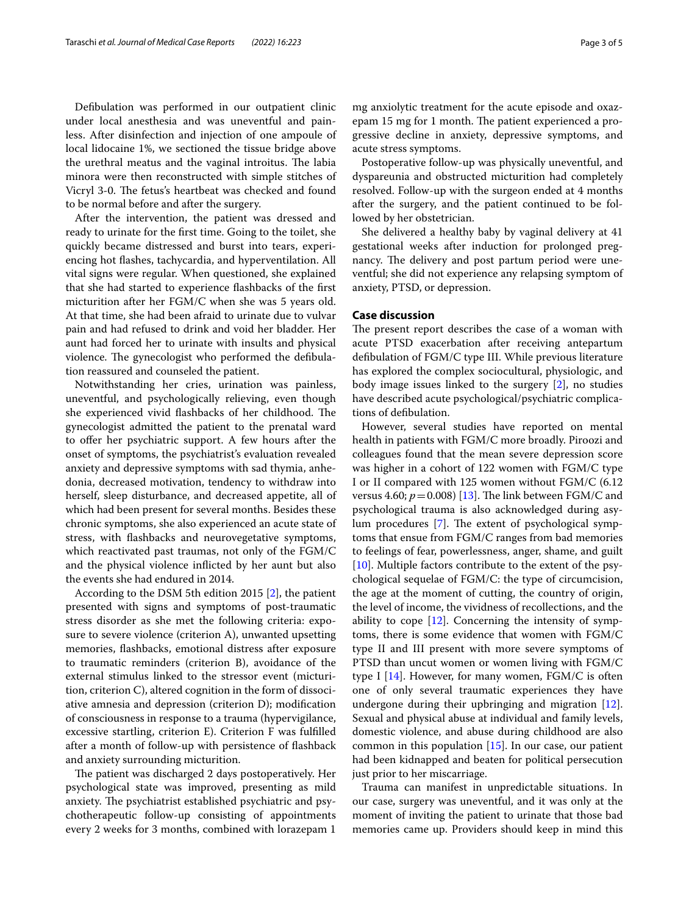Defibulation was performed in our outpatient clinic under local anesthesia and was uneventful and painless. After disinfection and injection of one ampoule of local lidocaine 1%, we sectioned the tissue bridge above the urethral meatus and the vaginal introitus. The labia minora were then reconstructed with simple stitches of Vicryl 3-0. The fetus's heartbeat was checked and found to be normal before and after the surgery.

After the intervention, the patient was dressed and ready to urinate for the first time. Going to the toilet, she quickly became distressed and burst into tears, experiencing hot flashes, tachycardia, and hyperventilation. All vital signs were regular. When questioned, she explained that she had started to experience flashbacks of the first micturition after her FGM/C when she was 5 years old. At that time, she had been afraid to urinate due to vulvar pain and had refused to drink and void her bladder. Her aunt had forced her to urinate with insults and physical violence. The gynecologist who performed the defibulation reassured and counseled the patient.

Notwithstanding her cries, urination was painless, uneventful, and psychologically relieving, even though she experienced vivid flashbacks of her childhood. The gynecologist admitted the patient to the prenatal ward to offer her psychiatric support. A few hours after the onset of symptoms, the psychiatrist's evaluation revealed anxiety and depressive symptoms with sad thymia, anhedonia, decreased motivation, tendency to withdraw into herself, sleep disturbance, and decreased appetite, all of which had been present for several months. Besides these chronic symptoms, she also experienced an acute state of stress, with flashbacks and neurovegetative symptoms, which reactivated past traumas, not only of the FGM/C and the physical violence inflicted by her aunt but also the events she had endured in 2014.

According to the DSM 5th edition 2015 [2], the patient presented with signs and symptoms of post-traumatic stress disorder as she met the following criteria: exposure to severe violence (criterion A), unwanted upsetting memories, flashbacks, emotional distress after exposure to traumatic reminders (criterion B), avoidance of the external stimulus linked to the stressor event (micturition, criterion C), altered cognition in the form of dissociative amnesia and depression (criterion D); modification of consciousness in response to a trauma (hypervigilance, excessive startling, criterion E). Criterion F was fulfilled after a month of follow-up with persistence of flashback and anxiety surrounding micturition.

The patient was discharged 2 days postoperatively. Her psychological state was improved, presenting as mild anxiety. The psychiatrist established psychiatric and psychotherapeutic follow-up consisting of appointments every 2 weeks for 3 months, combined with lorazepam 1 mg anxiolytic treatment for the acute episode and oxazepam 15 mg for 1 month. The patient experienced a progressive decline in anxiety, depressive symptoms, and acute stress symptoms.

Postoperative follow-up was physically uneventful, and dyspareunia and obstructed micturition had completely resolved. Follow-up with the surgeon ended at 4 months after the surgery, and the patient continued to be followed by her obstetrician.

She delivered a healthy baby by vaginal delivery at 41 gestational weeks after induction for prolonged pregnancy. The delivery and post partum period were uneventful; she did not experience any relapsing symptom of anxiety, PTSD, or depression.

## Case discussion

The present report describes the case of a woman with acute PTSD exacerbation after receiving antepartum defibulation of FGM/C type III. While previous literature has explored the complex sociocultural, physiologic, and body image issues linked to the surgery [2], no studies have described acute psychological/psychiatric complications of defibulation.

However, several studies have reported on mental health in patients with FGM/C more broadly. Piroozi and colleagues found that the mean severe depression score was higher in a cohort of 122 women with FGM/C type I or II compared with 125 women without FGM/C (6.12 versus 4.60; $p = 0.008$) [13]. The link between FGM/C and psychological trauma is also acknowledged during asylum procedures [7]. The extent of psychological symptoms that ensue from FGM/C ranges from bad memories to feelings of fear, powerlessness, anger, shame, and guilt [10]. Multiple factors contribute to the extent of the psychological sequelae of FGM/C: the type of circumcision, the age at the moment of cutting, the country of origin, the level of income, the vividness of recollections, and the ability to cope [12]. Concerning the intensity of symptoms, there is some evidence that women with FGM/C type II and III present with more severe symptoms of PTSD than uncut women or women living with FGM/C type I [14]. However, for many women, FGM/C is often one of only several traumatic experiences they have undergone during their upbringing and migration [12]. Sexual and physical abuse at individual and family levels, domestic violence, and abuse during childhood are also common in this population [15]. In our case, our patient had been kidnapped and beaten for political persecution just prior to her miscarriage.

Trauma can manifest in unpredictable situations. In our case, surgery was uneventful, and it was only at the moment of inviting the patient to urinate that those bad memories came up. Providers should keep in mind this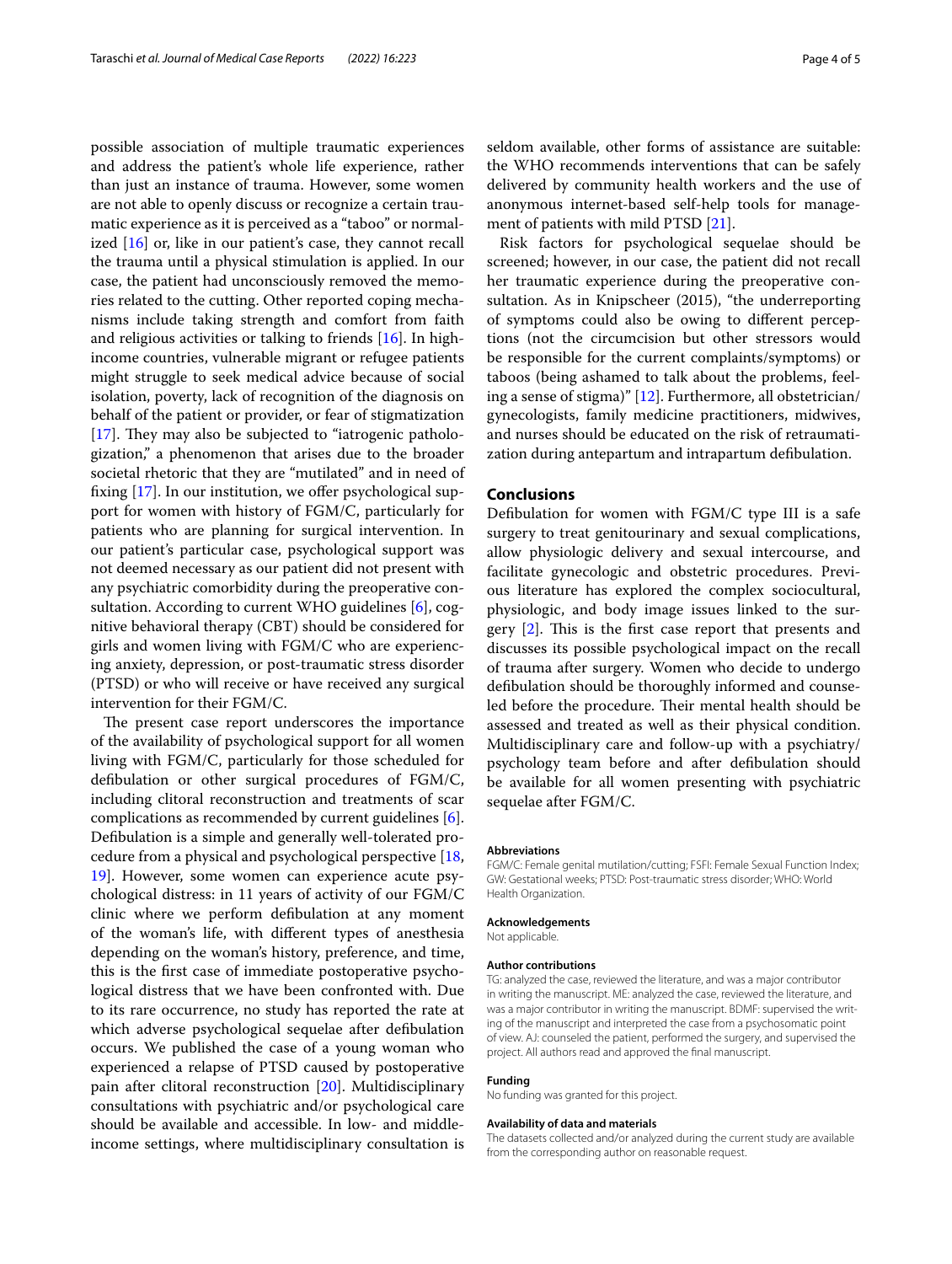possible association of multiple traumatic experiences and address the patient's whole life experience, rather than just an instance of trauma. However, some women are not able to openly discuss or recognize a certain traumatic experience as it is perceived as a "taboo" or normalized [16] or, like in our patient's case, they cannot recall the trauma until a physical stimulation is applied. In our case, the patient had unconsciously removed the memories related to the cutting. Other reported coping mechanisms include taking strength and comfort from faith and religious activities or talking to friends [16]. In high-income countries, vulnerable migrant or refugee patients might struggle to seek medical advice because of social isolation, poverty, lack of recognition of the diagnosis on behalf of the patient or provider, or fear of stigmatization [17]. They may also be subjected to "iatrogenic pathologization," a phenomenon that arises due to the broader societal rhetoric that they are "mutilated" and in need of fixing [17]. In our institution, we offer psychological support for women with history of FGM/C, particularly for patients who are planning for surgical intervention. In our patient's particular case, psychological support was not deemed necessary as our patient did not present with any psychiatric comorbidity during the preoperative consultation. According to current WHO guidelines [6], cognitive behavioral therapy (CBT) should be considered for girls and women living with FGM/C who are experiencing anxiety, depression, or post-traumatic stress disorder (PTSD) or who will receive or have received any surgical intervention for their FGM/C.

The present case report underscores the importance of the availability of psychological support for all women living with FGM/C, particularly for those scheduled for defibulation or other surgical procedures of FGM/C, including clitoral reconstruction and treatments of scar complications as recommended by current guidelines [6]. Defibulation is a simple and generally well-tolerated procedure from a physical and psychological perspective [18, 19]. However, some women can experience acute psychological distress: in 11 years of activity of our FGM/C clinic where we perform defibulation at any moment of the woman's life, with different types of anesthesia depending on the woman's history, preference, and time, this is the first case of immediate postoperative psychological distress that we have been confronted with. Due to its rare occurrence, no study has reported the rate at which adverse psychological sequelae after defibulation occurs. We published the case of a young woman who experienced a relapse of PTSD caused by postoperative pain after clitoral reconstruction [20]. Multidisciplinary consultations with psychiatric and/or psychological care should be available and accessible. In low- and middle-income settings, where multidisciplinary consultation is seldom available, other forms of assistance are suitable: the WHO recommends interventions that can be safely delivered by community health workers and the use of anonymous internet-based self-help tools for management of patients with mild PTSD [21].

Risk factors for psychological sequelae should be screened; however, in our case, the patient did not recall her traumatic experience during the preoperative consultation. As in Knipscheer (2015), "the underreporting of symptoms could also be owing to different perceptions (not the circumcision but other stressors would be responsible for the current complaints/symptoms) or taboos (being ashamed to talk about the problems, feeling a sense of stigma)" [12]. Furthermore, all obstetrician/gynecologists, family medicine practitioners, midwives, and nurses should be educated on the risk of retraumatization during antepartum and intrapartum defibulation.

## Conclusions

Defibulation for women with FGM/C type III is a safe surgery to treat genitourinary and sexual complications, allow physiologic delivery and sexual intercourse, and facilitate gynecologic and obstetric procedures. Previous literature has explored the complex sociocultural, physiologic, and body image issues linked to the surgery [2]. This is the first case report that presents and discusses its possible psychological impact on the recall of trauma after surgery. Women who decide to undergo defibulation should be thoroughly informed and counseled before the procedure. Their mental health should be assessed and treated as well as their physical condition. Multidisciplinary care and follow-up with a psychiatry/psychology team before and after defibulation should be available for all women presenting with psychiatric sequelae after FGM/C.

#### Abbreviations

FGM/C: Female genital mutilation/cutting; FSFI: Female Sexual Function Index; GW: Gestational weeks; PTSD: Post-traumatic stress disorder; WHO: World Health Organization.

#### Acknowledgements

Not applicable.

#### Author contributions

TG: analyzed the case, reviewed the literature, and was a major contributor in writing the manuscript. ME: analyzed the case, reviewed the literature, and was a major contributor in writing the manuscript. BDMF: supervised the writing of the manuscript and interpreted the case from a psychosomatic point of view. AJ: counseled the patient, performed the surgery, and supervised the project. All authors read and approved the final manuscript.

#### Funding

No funding was granted for this project.

#### Availability of data and materials

The datasets collected and/or analyzed during the current study are available from the corresponding author on reasonable request.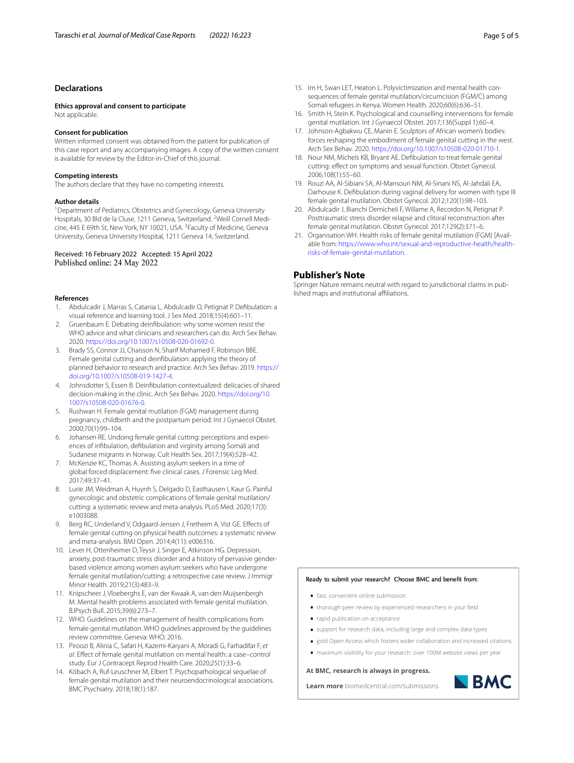## Declarations

### Ethics approval and consent to participate
Not applicable.

### Consent for publication
Written informed consent was obtained from the patient for publication of this case report and any accompanying images. A copy of the written consent is available for review by the Editor-in-Chief of this journal.

### Competing interests
The authors declare that they have no competing interests.

### Author details
[1]Department of Pediatrics, Obstetrics and Gynecology, Geneva University Hospitals, 30 Bld de la Cluse, 1211 Geneva, Switzerland. [2]Weill Cornell Medicine, 445 E 69th St, New York, NY 10021, USA. [3]Faculty of Medicine, Geneva University, Geneva University Hospital, 1211 Geneva 14, Switzerland.

Received: 16 February 2022 Accepted: 15 April 2022
Published online: 24 May 2022

### References
1. Abdulcadir J, Marras S, Catania L, Abdulcadir O, Petignat P. Defibulation: a visual reference and learning tool. J Sex Med. 2018;15(4):601–11.
2. Gruenbaum E. Debating deinfibulation: why some women resist the WHO advice and what clinicians and researchers can do. Arch Sex Behav. 2020. https://doi.org/10.1007/s10508-020-01692-0.
3. Brady SS, Connor JJ, Chaisson N, Sharif Mohamed F, Robinson BBE. Female genital cutting and deinfibulation: applying the theory of planned behavior to research and practice. Arch Sex Behav. 2019. https://doi.org/10.1007/s10508-019-1427-4.
4. Johnsdotter S, Essen B. Deinfibulation contextualized: delicacies of shared decision-making in the clinic. Arch Sex Behav. 2020. https://doi.org/10.1007/s10508-020-01676-0.
5. Rushwan H. Female genital mutilation (FGM) management during pregnancy, childbirth and the postpartum period. Int J Gynaecol Obstet. 2000;70(1):99–104.
6. Johansen RE. Undoing female genital cutting: perceptions and experiences of infibulation, defibulation and virginity among Somali and Sudanese migrants in Norway. Cult Health Sex. 2017;19(4):528–42.
7. McKenzie KC, Thomas A. Assisting asylum seekers in a time of global forced displacement: five clinical cases. J Forensic Leg Med. 2017;49:37–41.
8. Lurie JM, Weidman A, Huynh S, Delgado D, Easthausen I, Kaur G. Painful gynecologic and obstetric complications of female genital mutilation/cutting: a systematic review and meta-analysis. PLoS Med. 2020;17(3):e1003088.
9. Berg RC, Underland V, Odgaard-Jensen J, Fretheim A, Vist GE. Effects of female genital cutting on physical health outcomes: a systematic review and meta-analysis. BMJ Open. 2014;4(11): e006316.
10. Lever H, Ottenheimer D, Teysir J, Singer E, Atkinson HG. Depression, anxiety, post-traumatic stress disorder and a history of pervasive gender-based violence among women asylum seekers who have undergone female genital mutilation/cutting: a retrospective case review. J Immigr Minor Health. 2019;21(3):483–9.
11. Knipscheer J, Vloeberghs E, van der Kwaak A, van den Muijsenbergh M. Mental health problems associated with female genital mutilation. BJPsych Bull. 2015;39(6):273–7.
12. WHO. Guidelines on the management of health complications from female genital mutilation. WHO guidelines approved by the guidelines review committee. Geneva: WHO; 2016.
13. Piroozi B, Alinia C, Safari H, Kazemi-Karyani A, Moradi G, Farhadifar F, *et al*. Effect of female genital mutilation on mental health: a case–control study. Eur J Contracept Reprod Health Care. 2020;25(1):33–6.
14. Köbach A, Ruf-Leuschner M, Elbert T. Psychopathological sequelae of female genital mutilation and their neuroendocrinological associations. BMC Psychiatry. 2018;18(1):187.
15. Im H, Swan LET, Heaton L. Polyvictimization and mental health consequences of female genital mutilation/circumcision (FGM/C) among Somali refugees in Kenya. Women Health. 2020;60(6):636–51.
16. Smith H, Stein K. Psychological and counselling interventions for female genital mutilation. Int J Gynaecol Obstet. 2017;136(Suppl 1):60–4.
17. Johnson-Agbakwu CE, Manin E. Sculptors of African women's bodies: forces reshaping the embodiment of female genital cutting in the west. Arch Sex Behav. 2020. https://doi.org/10.1007/s10508-020-01710-1.
18. Nour NM, Michels KB, Bryant AE. Defibulation to treat female genital cutting: effect on symptoms and sexual function. Obstet Gynecol. 2006;108(1):55–60.
19. Rouzi AA, Al-Sibiani SA, Al-Mansouri NM, Al-Sinani NS, Al-Jahdali EA, Darhouse K. Defibulation during vaginal delivery for women with type III female genital mutilation. Obstet Gynecol. 2012;120(1):98–103.
20. Abdulcadir J, Bianchi Demicheli F, Willame A, Recordon N, Petignat P. Posttraumatic stress disorder relapse and clitoral reconstruction after female genital mutilation. Obstet Gynecol. 2017;129(2):371–6.
21. Organisation WH. Health risks of female genital mutilation (FGM) [Available from: https://www.who.int/sexual-and-reproductive-health/health-risks-of-female-genital-mutilation.

## Publisher's Note
Springer Nature remains neutral with regard to jurisdictional claims in published maps and institutional affiliations.

Ready to submit your research? Choose BMC and benefit from:

- fast, convenient online submission
- thorough peer review by experienced researchers in your field
- rapid publication on acceptance
- support for research data, including large and complex data types
- gold Open Access which fosters wider collaboration and increased citations
- maximum visibility for your research: over 100M website views per year

**At BMC, research is always in progress.**

**Learn more** biomedcentral.com/submissions

BMC